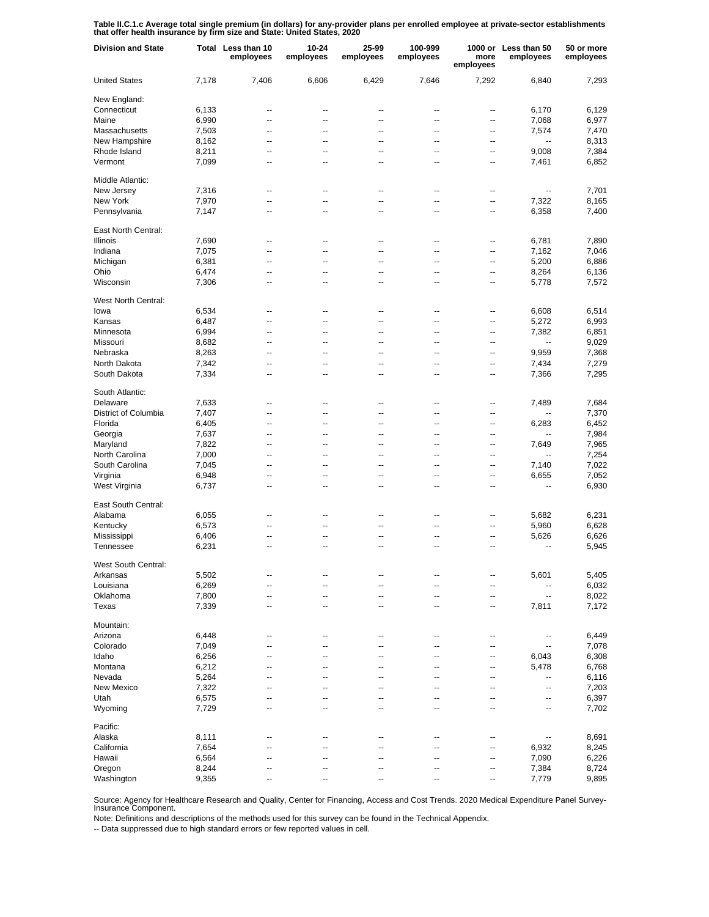**Table II.C.1.c Average total single premium (in dollars) for any-provider plans per enrolled employee at private-sector establishments that offer health insurance by firm size and State: United States, 2020**

| Division and State | Total | Less than 10 employees | 10-24 employees | 25-99 employees | 100-999 employees | 1000 or more employees | Less than 50 employees | 50 or more employees |
|---|---|---|---|---|---|---|---|---|
| United States | 7,178 | 7,406 | 6,606 | 6,429 | 7,646 | 7,292 | 6,840 | 7,293 |
| New England: | | | | | | | | |
| Connecticut | 6,133 | -- | -- | -- | -- | -- | 6,170 | 6,129 |
| Maine | 6,990 | -- | -- | -- | -- | -- | 7,068 | 6,977 |
| Massachusetts | 7,503 | -- | -- | -- | -- | -- | 7,574 | 7,470 |
| New Hampshire | 8,162 | -- | -- | -- | -- | -- | -- | 8,313 |
| Rhode Island | 8,211 | -- | -- | -- | -- | -- | 9,008 | 7,384 |
| Vermont | 7,099 | -- | -- | -- | -- | -- | 7,461 | 6,852 |
| Middle Atlantic: | | | | | | | | |
| New Jersey | 7,316 | -- | -- | -- | -- | -- | -- | 7,701 |
| New York | 7,970 | -- | -- | -- | -- | -- | 7,322 | 8,165 |
| Pennsylvania | 7,147 | -- | -- | -- | -- | -- | 6,358 | 7,400 |
| East North Central: | | | | | | | | |
| Illinois | 7,690 | -- | -- | -- | -- | -- | 6,781 | 7,890 |
| Indiana | 7,075 | -- | -- | -- | -- | -- | 7,162 | 7,046 |
| Michigan | 6,381 | -- | -- | -- | -- | -- | 5,200 | 6,886 |
| Ohio | 6,474 | -- | -- | -- | -- | -- | 8,264 | 6,136 |
| Wisconsin | 7,306 | -- | -- | -- | -- | -- | 5,778 | 7,572 |
| West North Central: | | | | | | | | |
| Iowa | 6,534 | -- | -- | -- | -- | -- | 6,608 | 6,514 |
| Kansas | 6,487 | -- | -- | -- | -- | -- | 5,272 | 6,993 |
| Minnesota | 6,994 | -- | -- | -- | -- | -- | 7,382 | 6,851 |
| Missouri | 8,682 | -- | -- | -- | -- | -- | -- | 9,029 |
| Nebraska | 8,263 | -- | -- | -- | -- | -- | 9,959 | 7,368 |
| North Dakota | 7,342 | -- | -- | -- | -- | -- | 7,434 | 7,279 |
| South Dakota | 7,334 | -- | -- | -- | -- | -- | 7,366 | 7,295 |
| South Atlantic: | | | | | | | | |
| Delaware | 7,633 | -- | -- | -- | -- | -- | 7,489 | 7,684 |
| District of Columbia | 7,407 | -- | -- | -- | -- | -- | -- | 7,370 |
| Florida | 6,405 | -- | -- | -- | -- | -- | 6,283 | 6,452 |
| Georgia | 7,637 | -- | -- | -- | -- | -- | -- | 7,984 |
| Maryland | 7,822 | -- | -- | -- | -- | -- | 7,649 | 7,965 |
| North Carolina | 7,000 | -- | -- | -- | -- | -- | -- | 7,254 |
| South Carolina | 7,045 | -- | -- | -- | -- | -- | 7,140 | 7,022 |
| Virginia | 6,948 | -- | -- | -- | -- | -- | 6,655 | 7,052 |
| West Virginia | 6,737 | -- | -- | -- | -- | -- | -- | 6,930 |
| East South Central: | | | | | | | | |
| Alabama | 6,055 | -- | -- | -- | -- | -- | 5,682 | 6,231 |
| Kentucky | 6,573 | -- | -- | -- | -- | -- | 5,960 | 6,628 |
| Mississippi | 6,406 | -- | -- | -- | -- | -- | 5,626 | 6,626 |
| Tennessee | 6,231 | -- | -- | -- | -- | -- | -- | 5,945 |
| West South Central: | | | | | | | | |
| Arkansas | 5,502 | -- | -- | -- | -- | -- | 5,601 | 5,405 |
| Louisiana | 6,269 | -- | -- | -- | -- | -- | -- | 6,032 |
| Oklahoma | 7,800 | -- | -- | -- | -- | -- | -- | 8,022 |
| Texas | 7,339 | -- | -- | -- | -- | -- | 7,811 | 7,172 |
| Mountain: | | | | | | | | |
| Arizona | 6,448 | -- | -- | -- | -- | -- | -- | 6,449 |
| Colorado | 7,049 | -- | -- | -- | -- | -- | -- | 7,078 |
| Idaho | 6,256 | -- | -- | -- | -- | -- | 6,043 | 6,308 |
| Montana | 6,212 | -- | -- | -- | -- | -- | 5,478 | 6,768 |
| Nevada | 5,264 | -- | -- | -- | -- | -- | -- | 6,116 |
| New Mexico | 7,322 | -- | -- | -- | -- | -- | -- | 7,203 |
| Utah | 6,575 | -- | -- | -- | -- | -- | -- | 6,397 |
| Wyoming | 7,729 | -- | -- | -- | -- | -- | -- | 7,702 |
| Pacific: | | | | | | | | |
| Alaska | 8,111 | -- | -- | -- | -- | -- | -- | 8,691 |
| California | 7,654 | -- | -- | -- | -- | -- | 6,932 | 8,245 |
| Hawaii | 6,564 | -- | -- | -- | -- | -- | 7,090 | 6,226 |
| Oregon | 8,244 | -- | -- | -- | -- | -- | 7,384 | 8,724 |
| Washington | 9,355 | -- | -- | -- | -- | -- | 7,779 | 9,895 |

Source: Agency for Healthcare Research and Quality, Center for Financing, Access and Cost Trends. 2020 Medical Expenditure Panel Survey-Insurance Component.

Note: Definitions and descriptions of the methods used for this survey can be found in the Technical Appendix.

-- Data suppressed due to high standard errors or few reported values in cell.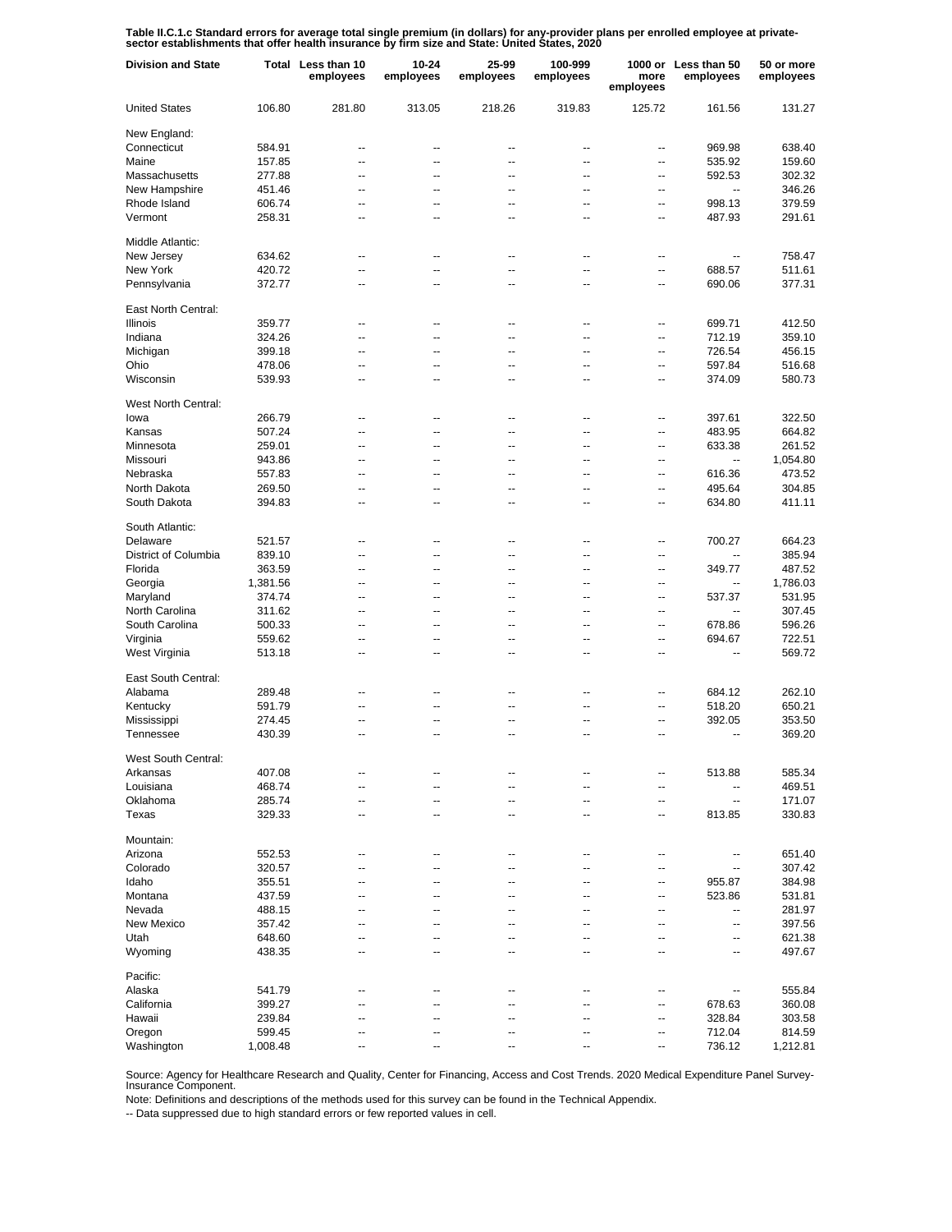**Table II.C.1.c Standard errors for average total single premium (in dollars) for any-provider plans per enrolled employee at private-sector establishments that offer health insurance by firm size and State: United States, 2020**

| Division and State | Total | Less than 10 employees | 10-24 employees | 25-99 employees | 100-999 employees | 1000 or more employees | Less than 50 employees | 50 or more employees |
|---|---|---|---|---|---|---|---|---|
| United States | 106.80 | 281.80 | 313.05 | 218.26 | 319.83 | 125.72 | 161.56 | 131.27 |
| New England: | | | | | | | | |
| Connecticut | 584.91 | -- | -- | -- | -- | -- | 969.98 | 638.40 |
| Maine | 157.85 | -- | -- | -- | -- | -- | 535.92 | 159.60 |
| Massachusetts | 277.88 | -- | -- | -- | -- | -- | 592.53 | 302.32 |
| New Hampshire | 451.46 | -- | -- | -- | -- | -- | -- | 346.26 |
| Rhode Island | 606.74 | -- | -- | -- | -- | -- | 998.13 | 379.59 |
| Vermont | 258.31 | -- | -- | -- | -- | -- | 487.93 | 291.61 |
| Middle Atlantic: | | | | | | | | |
| New Jersey | 634.62 | -- | -- | -- | -- | -- | -- | 758.47 |
| New York | 420.72 | -- | -- | -- | -- | -- | 688.57 | 511.61 |
| Pennsylvania | 372.77 | -- | -- | -- | -- | -- | 690.06 | 377.31 |
| East North Central: | | | | | | | | |
| Illinois | 359.77 | -- | -- | -- | -- | -- | 699.71 | 412.50 |
| Indiana | 324.26 | -- | -- | -- | -- | -- | 712.19 | 359.10 |
| Michigan | 399.18 | -- | -- | -- | -- | -- | 726.54 | 456.15 |
| Ohio | 478.06 | -- | -- | -- | -- | -- | 597.84 | 516.68 |
| Wisconsin | 539.93 | -- | -- | -- | -- | -- | 374.09 | 580.73 |
| West North Central: | | | | | | | | |
| Iowa | 266.79 | -- | -- | -- | -- | -- | 397.61 | 322.50 |
| Kansas | 507.24 | -- | -- | -- | -- | -- | 483.95 | 664.82 |
| Minnesota | 259.01 | -- | -- | -- | -- | -- | 633.38 | 261.52 |
| Missouri | 943.86 | -- | -- | -- | -- | -- | -- | 1,054.80 |
| Nebraska | 557.83 | -- | -- | -- | -- | -- | 616.36 | 473.52 |
| North Dakota | 269.50 | -- | -- | -- | -- | -- | 495.64 | 304.85 |
| South Dakota | 394.83 | -- | -- | -- | -- | -- | 634.80 | 411.11 |
| South Atlantic: | | | | | | | | |
| Delaware | 521.57 | -- | -- | -- | -- | -- | 700.27 | 664.23 |
| District of Columbia | 839.10 | -- | -- | -- | -- | -- | -- | 385.94 |
| Florida | 363.59 | -- | -- | -- | -- | -- | 349.77 | 487.52 |
| Georgia | 1,381.56 | -- | -- | -- | -- | -- | -- | 1,786.03 |
| Maryland | 374.74 | -- | -- | -- | -- | -- | 537.37 | 531.95 |
| North Carolina | 311.62 | -- | -- | -- | -- | -- | -- | 307.45 |
| South Carolina | 500.33 | -- | -- | -- | -- | -- | 678.86 | 596.26 |
| Virginia | 559.62 | -- | -- | -- | -- | -- | 694.67 | 722.51 |
| West Virginia | 513.18 | -- | -- | -- | -- | -- | -- | 569.72 |
| East South Central: | | | | | | | | |
| Alabama | 289.48 | -- | -- | -- | -- | -- | 684.12 | 262.10 |
| Kentucky | 591.79 | -- | -- | -- | -- | -- | 518.20 | 650.21 |
| Mississippi | 274.45 | -- | -- | -- | -- | -- | 392.05 | 353.50 |
| Tennessee | 430.39 | -- | -- | -- | -- | -- | -- | 369.20 |
| West South Central: | | | | | | | | |
| Arkansas | 407.08 | -- | -- | -- | -- | -- | 513.88 | 585.34 |
| Louisiana | 468.74 | -- | -- | -- | -- | -- | -- | 469.51 |
| Oklahoma | 285.74 | -- | -- | -- | -- | -- | -- | 171.07 |
| Texas | 329.33 | -- | -- | -- | -- | -- | 813.85 | 330.83 |
| Mountain: | | | | | | | | |
| Arizona | 552.53 | -- | -- | -- | -- | -- | -- | 651.40 |
| Colorado | 320.57 | -- | -- | -- | -- | -- | -- | 307.42 |
| Idaho | 355.51 | -- | -- | -- | -- | -- | 955.87 | 384.98 |
| Montana | 437.59 | -- | -- | -- | -- | -- | 523.86 | 531.81 |
| Nevada | 488.15 | -- | -- | -- | -- | -- | -- | 281.97 |
| New Mexico | 357.42 | -- | -- | -- | -- | -- | -- | 397.56 |
| Utah | 648.60 | -- | -- | -- | -- | -- | -- | 621.38 |
| Wyoming | 438.35 | -- | -- | -- | -- | -- | -- | 497.67 |
| Pacific: | | | | | | | | |
| Alaska | 541.79 | -- | -- | -- | -- | -- | -- | 555.84 |
| California | 399.27 | -- | -- | -- | -- | -- | 678.63 | 360.08 |
| Hawaii | 239.84 | -- | -- | -- | -- | -- | 328.84 | 303.58 |
| Oregon | 599.45 | -- | -- | -- | -- | -- | 712.04 | 814.59 |
| Washington | 1,008.48 | -- | -- | -- | -- | -- | 736.12 | 1,212.81 |

Source: Agency for Healthcare Research and Quality, Center for Financing, Access and Cost Trends. 2020 Medical Expenditure Panel Survey-Insurance Component.

Note: Definitions and descriptions of the methods used for this survey can be found in the Technical Appendix.

-- Data suppressed due to high standard errors or few reported values in cell.